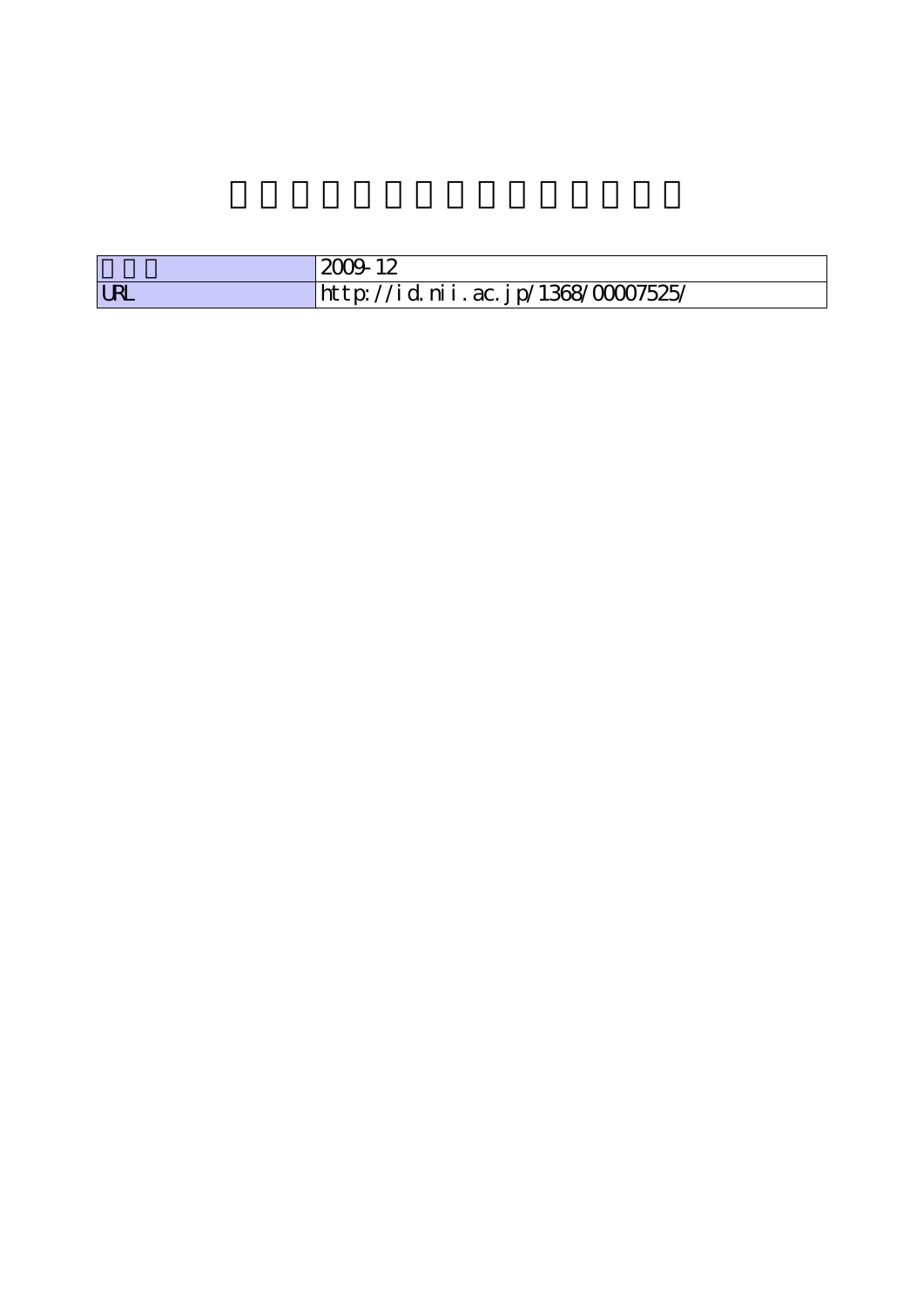| | |
|---|---|
| | 2009-12 |
| URL | http://id.nii.ac.jp/1368/00007525/ |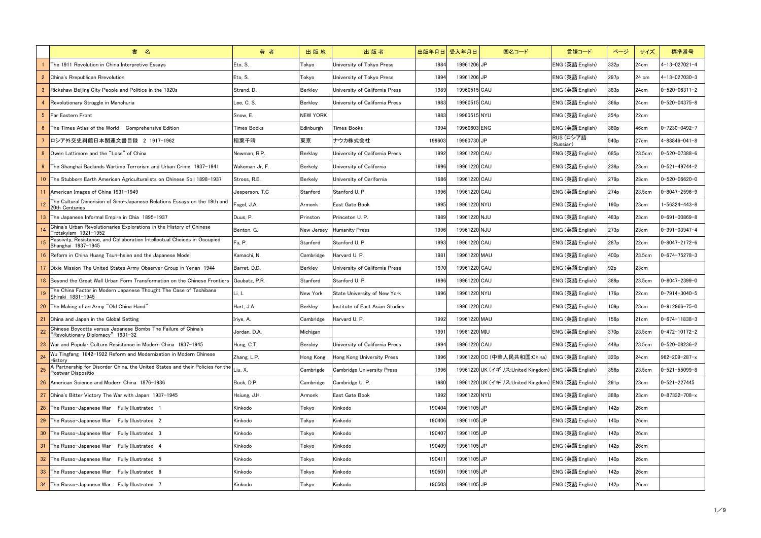| | 書　名 | 著 者 | 出 版 地 | 出 版 者 | 出版年月日 | 受入年月日 | 国名コード | 言語コード | ページ | サイズ | 標準番号 |
|---|---|---|---|---|---|---|---|---|---|---|---|
| 1 | The 1911 Revolution in China Interpretive Essays | Eto, S. | Tokyo | University of Tokyo Press | 1984 | 19961206 | JP | ENG (英語:English) | 332p | 24cm | 4-13-027021-4 |
| 2 | China's Rrepublican Rrevolution | Eto, S. | Tokyo | University of Tokyo Press | 1994 | 19961206 | JP | ENG (英語:English) | 297p | 24 cm | 4-13-027030-3 |
| 3 | Rickshaw Beijing City People and Politice in the 1920s | Strand, D. | Berkley | University of California Press | 1989 | 19960515 | CAU | ENG (英語:English) | 383p | 24cm | 0-520-06311-2 |
| 4 | Revolutionary Struggle in Manchuria | Lee, C. S. | Berkley | University of California Press | 1983 | 19960515 | CAU | ENG (英語:English) | 366p | 24cm | 0-520-04375-8 |
| 5 | Far Eastern Front | Snow, E. | NEW YORK | | 1983 | 19960515 | NYU | ENG (英語:English) | 354p | 22cm | |
| 6 | The Times Atlas of the World　Comprehensive Edition | Times Books | Edinburgh | Times Books | 1994 | 19960603 | ENG | ENG (英語:English) | 380p | 46cm | 0-7230-0492-7 |
| 7 | ロシア外交史料館日本関連文書目録　2 1917-1962 | 稲葉千晴 | 東京 | ナウカ株式会社 | 199603 | 19960730 | JP | RUS (ロシア語:Russian) | 540p | 27cm | 4-88846-041-8 |
| 8 | Owen Lattimore and the "Loss" of China | Newman, R.P. | Berklay | University of California Press | 1992 | 19961220 | CAU | ENG (英語:English) | 685p | 23.5cm | 0-520-07388-6 |
| 9 | The Shanghai Badlands Wartime Terrorism and Urban Crime 1937-1941 | Wakeman Jr, F. | Berkely | University of California | 1996 | 19961220 | CAU | ENG (英語:English) | 238p | 23cm | 0-521-49744-2 |
| 10 | The Stubborn Earth American Agriculturalists on Chinese Soil 1898-1937 | Stross, R.E. | Berkely | University of Carifornia | 1986 | 19961220 | CAU | ENG (英語:English) | 279p | 23cm | 0-520-06620-0 |
| 11 | American Images of China 1931-1949 | Jesperson, T.C | Stanford | Stanford U. P. | 1996 | 19961220 | CAU | ENG (英語:English) | 274p | 23.5cm | 0-8047-2596-9 |
| 12 | The Cultural Dimension of Sino-Japanese Relations Essays on the 19th and 20th Centuries | Fogel, J.A. | Armonk | East Gate Book | 1995 | 19961220 | NYU | ENG (英語:English) | 190p | 23cm | 1-56324-443-8 |
| 13 | The Japanese Informal Empire in Chia 1895-1937 | Duus, P. | Prinston | Princeton U. P. | 1989 | 19961220 | NJU | ENG (英語:English) | 483p | 23cm | 0-691-00869-8 |
| 14 | China's Urban Revolutionaries Explorations in the History of Chinese Trotskyism 1921-1952 | Benton, G. | New Jersey | Humanity Press | 1996 | 19961220 | NJU | ENG (英語:English) | 273p | 23cm | 0-391-03947-4 |
| 15 | Passivity, Resistance, and Collaboration Intellectual Choices in Occupied Shanghai 1937-1945 | Fu, P. | Stanford | Stanford U. P. | 1993 | 19961220 | CAU | ENG (英語:English) | 287p | 22cm | 0-8047-2172-6 |
| 16 | Reform in China Huang Tsun-hsien and the Japanese Model | Kamachi, N. | Cambridge | Harvard U. P. | 1981 | 19961220 | MAU | ENG (英語:English) | 400p | 23.5cm | 0-674-75278-3 |
| 17 | Dixie Mission The United States Army Observer Group in Yenan 1944 | Barret, D.D. | Berkley | University of California Press | 1970 | 19961220 | CAU | ENG (英語:English) | 92p | 23cm | |
| 18 | Beyond the Great Wall Urban Form Transformation on the Chinese Frontiers | Gaubatz, P.R. | Stanford | Stanford U. P. | 1996 | 19961220 | CAU | ENG (英語:English) | 389p | 23.5cm | 0-8047-2399-0 |
| 19 | The China Factor in Modern Japanese Thought The Case of Tachibana Shiraki 1881-1945 | Li, L | New York | State University of New York | 1996 | 19961220 | NYU | ENG (英語:English) | 176p | 22cm | 0-7914-3040-5 |
| 20 | The Making of an Army "Old China Hand" | Hart, J.A. | Berkley | Institute of East Asian Studies | | 19961220 | CAU | ENG (英語:English) | 109p | 23cm | 0-912966-75-0 |
| 21 | China and Japan in the Global Setting | Iriye, A. | Cambridge | Harvard U. P. | 1992 | 19961220 | MAU | ENG (英語:English) | 156p | 21cm | 0-674-11838-3 |
| 22 | Chinese Boycotts versus Japanese Bombs The Failure of China's "Revolutionary Diplomacy" 1931-32 | Jordan, D.A. | Michigan | | 1991 | 19961220 | MIU | ENG (英語:English) | 370p | 23.5cm | 0-472-10172-2 |
| 23 | War and Popular Culture Resistance in Modern China 1937-1945 | Hung, C.T. | Bercley | University of California Press | 1994 | 19961220 | CAU | ENG (英語:English) | 448p | 23.5cm | 0-520-08236-2 |
| 24 | Wu Tingfang 1842-1922 Reform and Modernization in Modern Chinese History | Zhang, L.P. | Hong Kong | Hong Kong University Press | 1996 | 19961220 | CC (中華人民共和国:China) | ENG (英語:English) | 320p | 24cm | 962-209-287-x |
| 25 | A Partnership for Disorder China, the United States and their Policies for the Postwar Dispositio | Liu, X. | Cambrigde | Cambridge University Press | 1996 | 19961220 | UK (イギリス:United Kingdom) | ENG (英語:English) | 356p | 23.5cm | 0-521-55099-8 |
| 26 | American Science and Modern China 1876-1936 | Buck, D.P. | Cambridge | Cambridge U. P. | 1980 | 19961220 | UK (イギリス:United Kingdom) | ENG (英語:English) | 291p | 23cm | 0-521-227445 |
| 27 | China's Bitter Victory The War with Japan 1937-1945 | Hsiung, J.H. | Armonk | East Gate Book | 1992 | 19961220 | NYU | ENG (英語:English) | 388p | 23cm | 0-87332-708-x |
| 28 | The Russo-Japanese War　Fully Illustrated　1 | Kinkodo | Tokyo | Kinkodo | 190404 | 19961105 | JP | ENG (英語:English) | 142p | 26cm | |
| 29 | The Russo-Japanese War　Fully Illustrated　2 | Kinkodo | Tokyo | Kinkodo | 190406 | 19961105 | JP | ENG (英語:English) | 140p | 26cm | |
| 30 | The Russo-Japanese War　Fully Illustrated　3 | Kinkodo | Tokyo | Kinkodo | 190407 | 19961105 | JP | ENG (英語:English) | 142p | 26cm | |
| 31 | The Russo-Japanese War　Fully Illustrated　4 | Kinkodo | Tokyo | Kinkodo | 190409 | 19961105 | JP | ENG (英語:English) | 142p | 26cm | |
| 32 | The Russo-Japanese War　Fully Illustrated　5 | Kinkodo | Tokyo | Kinkodo | 190411 | 19961105 | JP | ENG (英語:English) | 140p | 26cm | |
| 33 | The Russo-Japanese War　Fully Illustrated　6 | Kinkodo | Tokyo | Kinkodo | 190501 | 19961105 | JP | ENG (英語:English) | 142p | 26cm | |
| 34 | The Russo-Japanese War　Fully Illustrated　7 | Kinkodo | Tokyo | Kinkodo | 190503 | 19961105 | JP | ENG (英語:English) | 142p | 26cm | |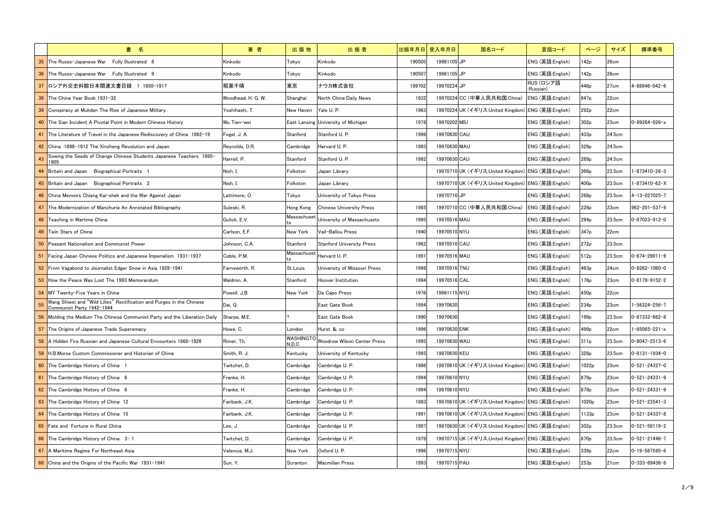| | 書　名 | 著 者 | 出 版 地 | 出 版 者 | 出版年月日 | 受入年月日 | 国名コード | 言語コード | ページ | サイズ | 標準番号 |
|---|---|---|---|---|---|---|---|---|---|---|---|
| 35 | The Russo-Japanese War　Fully Illustrated　8 | Kinkodo | Tokyo | Kinkodo | 190505 | 19961105 | JP | ENG (英語:English) | 142p | 26cm | |
| 36 | The Russo-Japanese War　Fully Illustrated　9 | Kinkodo | Tokyo | Kinkodo | 190507 | 19961105 | JP | ENG (英語:English) | 142p | 26cm | |
| 37 | ロシア外交史料館日本関連文書目録　1 1850-1917 | 稲葉千晴 | 東京 | ナウカ株式会社 | 199702 | 19970224 | JP | RUS (ロシア語:Russian) | 448p | 27cm | 4-88846-042-6 |
| 38 | The China Year Book 1931-32 | Woodhead, H. G. W. | Shanghai | North China Daily News | 1932 | 19970224 | CC (中華人民共和国:China) | ENG (英語:English) | 847p | 22cm | |
| 39 | Conspiracy at Mukden The Rise of Japanese Military | Yoshihashi, T. | New Haven | Yale U. P. | 1963 | 19970224 | UK (イギリス:United Kingdom) | ENG (英語:English) | 292p | 22cm | |
| 40 | The Sian Incident A Pivotal Point in Modern Chinese History | Wu Tien-wei | East Lansing | University of Michigan | 1976 | 19970202 | MIU | ENG (英語:English) | 302p | 23cm | 0-89264-026-x |
| 41 | The Literature of Travel in the Japanese Rediscovery of China　1862-19 | Fogel, J. A. | Stanford | Stanford U. P. | 1996 | 19970630 | CAU | ENG (英語:English) | 433p | 24.5cm | |
| 42 | China　1898-1912 The Xinzheng Revolution and Japan | Reynolds, D.R. | Cambridge | Harvard U. P. | 1993 | 19970630 | MAU | ENG (英語:English) | 329p | 24.5cm | |
| 43 | Sowing the Seeds of Change Chinese Students Japanese Teachers　1895-1905 | Harrell, P. | Stanford | Stanford U. P. | 1992 | 19970630 | CAU | ENG (英語:English) | 289p | 24.5cm | |
| 44 | Britain and Japan　Biographical Portraits　1 | Nish, I. | Folkston | Japan Library | | 19970710 | UK (イギリス:United Kingdom) | ENG (英語:English) | 366p | 23.5cm | 1-873410-26-3 |
| 45 | Britain and Japan　Biographical Portraits　2 | Nish, I. | Folkston | Japan Library | | 19970710 | UK (イギリス:United Kingdom) | ENG (英語:English) | 400p | 23.5cm | 1-873410-62-X |
| 46 | China Memoirs Chiang Kai-shek and the War Against Japan | Lattimore, O. | Tokyo | University of Tokyo Press | | 19970710 | JP | ENG (英語:English) | 268p | 23.5cm | 4-13-027025-7 |
| 47 | The Modernization of Manchuria An Annotated Bibliography | Suleski, R. | Hong Kong | Chinese University Press | 1985 | 19970710 | CC (中華人民共和国:China) | ENG (英語:English) | 228p | 23cm | 962-201-537-9 |
| 48 | Teaching in Wartime China | Gulick, E.V. | Massachusetts | University of Massachusetts | 1995 | 19970516 | MAU | ENG (英語:English) | 294p | 23.5cm | 0-87023-912-0 |
| 49 | Twin Stars of China | Carlson, E.F. | New York | Vail-Ballou Press | 1940 | 19970510 | NYU | ENG (英語:English) | 347p | 22cm | |
| 50 | Peasant Nationalism and Communist Power | Johnson, C.A. | Stanford | Stanford University Press | 1962 | 19970510 | CAU | ENG (英語:English) | 272p | 23.5cm | |
| 51 | Facing Japan Chinese Politics and Japanese Imperialism　1931-1937 | Coble, P.M. | Massachusetts | Harvard U. P. | 1991 | 19970516 | MAU | ENG (英語:English) | 512p | 23.5cm | 0-674-29011-9 |
| 52 | From Vagabond to Journalist Edger Snow in Asia 1928-1941 | Farnsworth, R. | St.Louis | University of Missouri Press | 1996 | 19970516 | TNU | ENG (英語:English) | 463p | 24cm | 0-8262-1060-0 |
| 53 | How the Peace Was Lost The 1993 Memorandum | Waldron, A. | Stanford | Hoover Institution | 1994 | 19970516 | CAL | ENG (英語:English) | 176p | 23cm | 0-8179-9152-2 |
| 54 | MY Twenty-Five Years in China | Powell, J.B. | New York | Da Capo Press | 1976 | 19961115 | NYU | ENG (英語:English) | 450p | 22cm | |
| 55 | Wang Shiwei and "Wild Lilies" Rectification and Purges in the Chinese Communist Party 1942-1944 | Dai, Q. | | East Gate Book | 1994 | 19970630 | | ENG (英語:English) | 234p | 23cm | 1-56324-256-7 |
| 56 | Molding the Medium The Chinese Communist Party and the Liberation Daily | Sharpe, M.E. | ? | East Gate Book | 1990 | 19970630 | | ENG (英語:English) | 199p | 23.5cm | 0-87332-662-8 |
| 57 | The Origins of Japanese Trade Superemacy | Howe, C. | London | Hurst & co | 1996 | 19970630 | ENK | ENG (英語:English) | 499p | 22cm | 1-85065-221-x |
| 58 | A Hidden Fire Russian and Japanese Cultural Encounters 1868-1926 | Rimer, Th. | WASHINGTON D.C | Woodrow Wilson Center Press | 1995 | 19970630 | WAU | ENG (英語:English) | 311p | 23.5cm | 0-8047-2513-6 |
| 59 | H.B.Morse Custom Commissioner and Historian of China | Smith, R. J. | Kentucky | University of Kentucky | 1995 | 19970630 | KEU | ENG (英語:English) | 328p | 23.5cm | 0-8131-1934-0 |
| 60 | The Cambridge History of China　1 | Twitchet, D. | Cambridge | Cambridge U. P. | 1986 | 19970610 | UK (イギリス:United Kingdom) | ENG (英語:English) | 1022p | 23cm | 0-521-24327-0 |
| 61 | The Cambridge History of China　6 | Franke, H. | Cambridge | Cambridge U. P. | 1994 | 19970610 | NYU | ENG (英語:English) | 879p | 23cm | 0-521-24331-9 |
| 62 | The Cambridge History of China　6 | Franke, H. | Cambridge | Cambridge U. P. | 1994 | 19970610 | NYU | ENG (英語:English) | 879p | 23cm | 0-521-24331-9 |
| 63 | The Cambridge History of China　12 | Fairbank, J.K. | Cambridge | Cambridge U. P. | 1983 | 19970610 | UK (イギリス:United Kingdom) | ENG (英語:English) | 1020p | 23cm | 0-521-23541-3 |
| 64 | The Cambridge History of China　15 | Fairbank, J.K. | Cambridge | Cambridge U. P. | 1991 | 19970610 | UK (イギリス:United Kingdom) | ENG (英語:English) | 1133p | 23cm | 0-521-24337-8 |
| 65 | Fate and　Fortune in Rural China | Lee, J. | Cambridge | Cambridge U. P. | 1997 | 19970630 | UK (イギリス:United Kingdom) | ENG (英語:English) | 302p | 23.5cm | 0-521-58119-2 |
| 66 | The Cambridge History of China　3- 1 | Twitchet, D. | Cambridge | Cambridge U. P. | 1979 | 19970715 | UK (イギリス:United Kingdom) | ENG (英語:English) | 870p | 23.5cm | 0-521-21446-7 |
| 67 | A Maritime Regime For Northeast Asia | Valencia, M.J. | New York | Oxford U. P. | 1996 | 19970715 | NYU | ENG (英語:English) | 339p | 22cm | 0-19-587595-8 |
| 68 | China and the Origins of the Pacific War　1931-1941 | Sun, Y. | Scranton | Macmillan Press | 1993 | 19970715 | PAU | ENG (英語:English) | 253p | 21cm | 0-333-69436-8 |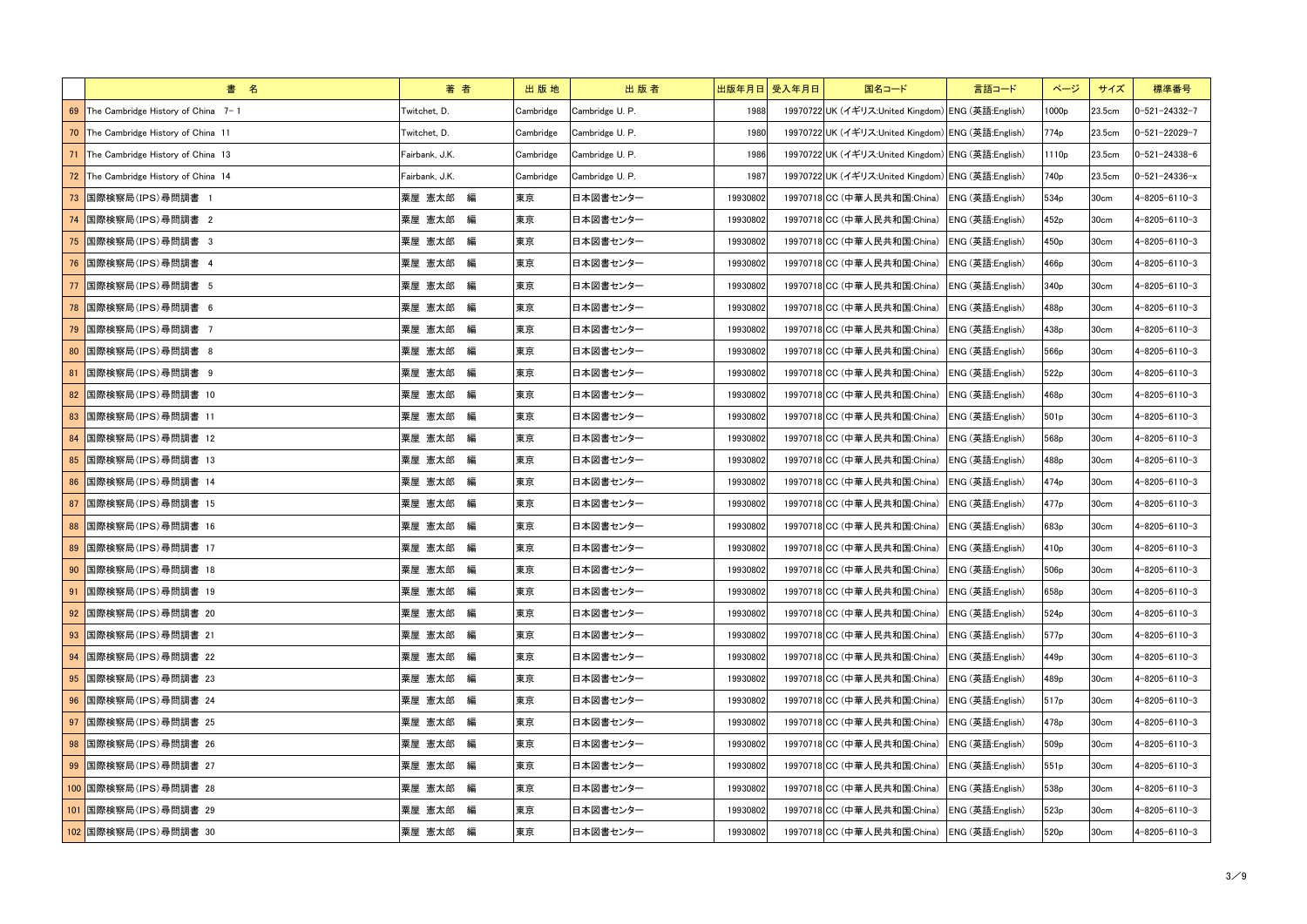| | 書　名 | 著 者 | 出 版 地 | 出 版 者 | 出版年月日 | 受入年月日 | 国名コード | 言語コード | ページ | サイズ | 標準番号 |
|---|---|---|---|---|---|---|---|---|---|---|---|
| 69 | The Cambridge History of China　7-1 | Twitchet, D. | Cambridge | Cambridge U. P. | 1988 | 19970722 | UK (イギリス:United Kingdom) | ENG (英語:English) | 1000p | 23.5cm | 0-521-24332-7 |
| 70 | The Cambridge History of China　11 | Twitchet, D. | Cambridge | Cambridge U. P. | 1980 | 19970722 | UK (イギリス:United Kingdom) | ENG (英語:English) | 774p | 23.5cm | 0-521-22029-7 |
| 71 | The Cambridge History of China　13 | Fairbank, J.K. | Cambridge | Cambridge U. P. | 1986 | 19970722 | UK (イギリス:United Kingdom) | ENG (英語:English) | 1110p | 23.5cm | 0-521-24338-6 |
| 72 | The Cambridge History of China　14 | Fairbank, J.K. | Cambridge | Cambridge U. P. | 1987 | 19970722 | UK (イギリス:United Kingdom) | ENG (英語:English) | 740p | 23.5cm | 0-521-24336-x |
| 73 | 国際検察局(IPS)尋問調書　1 | 粟屋 憲太郎　編 | 東京 | 日本図書センター | 19930802 | 19970718 | CC (中華人民共和国:China) | ENG (英語:English) | 534p | 30cm | 4-8205-6110-3 |
| 74 | 国際検察局(IPS)尋問調書　2 | 粟屋 憲太郎　編 | 東京 | 日本図書センター | 19930802 | 19970718 | CC (中華人民共和国:China) | ENG (英語:English) | 452p | 30cm | 4-8205-6110-3 |
| 75 | 国際検察局(IPS)尋問調書　3 | 粟屋 憲太郎　編 | 東京 | 日本図書センター | 19930802 | 19970718 | CC (中華人民共和国:China) | ENG (英語:English) | 450p | 30cm | 4-8205-6110-3 |
| 76 | 国際検察局(IPS)尋問調書　4 | 粟屋 憲太郎　編 | 東京 | 日本図書センター | 19930802 | 19970718 | CC (中華人民共和国:China) | ENG (英語:English) | 466p | 30cm | 4-8205-6110-3 |
| 77 | 国際検察局(IPS)尋問調書　5 | 粟屋 憲太郎　編 | 東京 | 日本図書センター | 19930802 | 19970718 | CC (中華人民共和国:China) | ENG (英語:English) | 340p | 30cm | 4-8205-6110-3 |
| 78 | 国際検察局(IPS)尋問調書　6 | 粟屋 憲太郎　編 | 東京 | 日本図書センター | 19930802 | 19970718 | CC (中華人民共和国:China) | ENG (英語:English) | 488p | 30cm | 4-8205-6110-3 |
| 79 | 国際検察局(IPS)尋問調書　7 | 粟屋 憲太郎　編 | 東京 | 日本図書センター | 19930802 | 19970718 | CC (中華人民共和国:China) | ENG (英語:English) | 438p | 30cm | 4-8205-6110-3 |
| 80 | 国際検察局(IPS)尋問調書　8 | 粟屋 憲太郎　編 | 東京 | 日本図書センター | 19930802 | 19970718 | CC (中華人民共和国:China) | ENG (英語:English) | 566p | 30cm | 4-8205-6110-3 |
| 81 | 国際検察局(IPS)尋問調書　9 | 粟屋 憲太郎　編 | 東京 | 日本図書センター | 19930802 | 19970718 | CC (中華人民共和国:China) | ENG (英語:English) | 522p | 30cm | 4-8205-6110-3 |
| 82 | 国際検察局(IPS)尋問調書　10 | 粟屋 憲太郎　編 | 東京 | 日本図書センター | 19930802 | 19970718 | CC (中華人民共和国:China) | ENG (英語:English) | 468p | 30cm | 4-8205-6110-3 |
| 83 | 国際検察局(IPS)尋問調書　11 | 粟屋 憲太郎　編 | 東京 | 日本図書センター | 19930802 | 19970718 | CC (中華人民共和国:China) | ENG (英語:English) | 501p | 30cm | 4-8205-6110-3 |
| 84 | 国際検察局(IPS)尋問調書　12 | 粟屋 憲太郎　編 | 東京 | 日本図書センター | 19930802 | 19970718 | CC (中華人民共和国:China) | ENG (英語:English) | 568p | 30cm | 4-8205-6110-3 |
| 85 | 国際検察局(IPS)尋問調書　13 | 粟屋 憲太郎　編 | 東京 | 日本図書センター | 19930802 | 19970718 | CC (中華人民共和国:China) | ENG (英語:English) | 488p | 30cm | 4-8205-6110-3 |
| 86 | 国際検察局(IPS)尋問調書　14 | 粟屋 憲太郎　編 | 東京 | 日本図書センター | 19930802 | 19970718 | CC (中華人民共和国:China) | ENG (英語:English) | 474p | 30cm | 4-8205-6110-3 |
| 87 | 国際検察局(IPS)尋問調書　15 | 粟屋 憲太郎　編 | 東京 | 日本図書センター | 19930802 | 19970718 | CC (中華人民共和国:China) | ENG (英語:English) | 477p | 30cm | 4-8205-6110-3 |
| 88 | 国際検察局(IPS)尋問調書　16 | 粟屋 憲太郎　編 | 東京 | 日本図書センター | 19930802 | 19970718 | CC (中華人民共和国:China) | ENG (英語:English) | 683p | 30cm | 4-8205-6110-3 |
| 89 | 国際検察局(IPS)尋問調書　17 | 粟屋 憲太郎　編 | 東京 | 日本図書センター | 19930802 | 19970718 | CC (中華人民共和国:China) | ENG (英語:English) | 410p | 30cm | 4-8205-6110-3 |
| 90 | 国際検察局(IPS)尋問調書　18 | 粟屋 憲太郎　編 | 東京 | 日本図書センター | 19930802 | 19970718 | CC (中華人民共和国:China) | ENG (英語:English) | 506p | 30cm | 4-8205-6110-3 |
| 91 | 国際検察局(IPS)尋問調書　19 | 粟屋 憲太郎　編 | 東京 | 日本図書センター | 19930802 | 19970718 | CC (中華人民共和国:China) | ENG (英語:English) | 658p | 30cm | 4-8205-6110-3 |
| 92 | 国際検察局(IPS)尋問調書　20 | 粟屋 憲太郎　編 | 東京 | 日本図書センター | 19930802 | 19970718 | CC (中華人民共和国:China) | ENG (英語:English) | 524p | 30cm | 4-8205-6110-3 |
| 93 | 国際検察局(IPS)尋問調書　21 | 粟屋 憲太郎　編 | 東京 | 日本図書センター | 19930802 | 19970718 | CC (中華人民共和国:China) | ENG (英語:English) | 577p | 30cm | 4-8205-6110-3 |
| 94 | 国際検察局(IPS)尋問調書　22 | 粟屋 憲太郎　編 | 東京 | 日本図書センター | 19930802 | 19970718 | CC (中華人民共和国:China) | ENG (英語:English) | 449p | 30cm | 4-8205-6110-3 |
| 95 | 国際検察局(IPS)尋問調書　23 | 粟屋 憲太郎　編 | 東京 | 日本図書センター | 19930802 | 19970718 | CC (中華人民共和国:China) | ENG (英語:English) | 489p | 30cm | 4-8205-6110-3 |
| 96 | 国際検察局(IPS)尋問調書　24 | 粟屋 憲太郎　編 | 東京 | 日本図書センター | 19930802 | 19970718 | CC (中華人民共和国:China) | ENG (英語:English) | 517p | 30cm | 4-8205-6110-3 |
| 97 | 国際検察局(IPS)尋問調書　25 | 粟屋 憲太郎　編 | 東京 | 日本図書センター | 19930802 | 19970718 | CC (中華人民共和国:China) | ENG (英語:English) | 478p | 30cm | 4-8205-6110-3 |
| 98 | 国際検察局(IPS)尋問調書　26 | 粟屋 憲太郎　編 | 東京 | 日本図書センター | 19930802 | 19970718 | CC (中華人民共和国:China) | ENG (英語:English) | 509p | 30cm | 4-8205-6110-3 |
| 99 | 国際検察局(IPS)尋問調書　27 | 粟屋 憲太郎　編 | 東京 | 日本図書センター | 19930802 | 19970718 | CC (中華人民共和国:China) | ENG (英語:English) | 551p | 30cm | 4-8205-6110-3 |
| 100 | 国際検察局(IPS)尋問調書　28 | 粟屋 憲太郎　編 | 東京 | 日本図書センター | 19930802 | 19970718 | CC (中華人民共和国:China) | ENG (英語:English) | 538p | 30cm | 4-8205-6110-3 |
| 101 | 国際検察局(IPS)尋問調書　29 | 粟屋 憲太郎　編 | 東京 | 日本図書センター | 19930802 | 19970718 | CC (中華人民共和国:China) | ENG (英語:English) | 523p | 30cm | 4-8205-6110-3 |
| 102 | 国際検察局(IPS)尋問調書　30 | 粟屋 憲太郎　編 | 東京 | 日本図書センター | 19930802 | 19970718 | CC (中華人民共和国:China) | ENG (英語:English) | 520p | 30cm | 4-8205-6110-3 |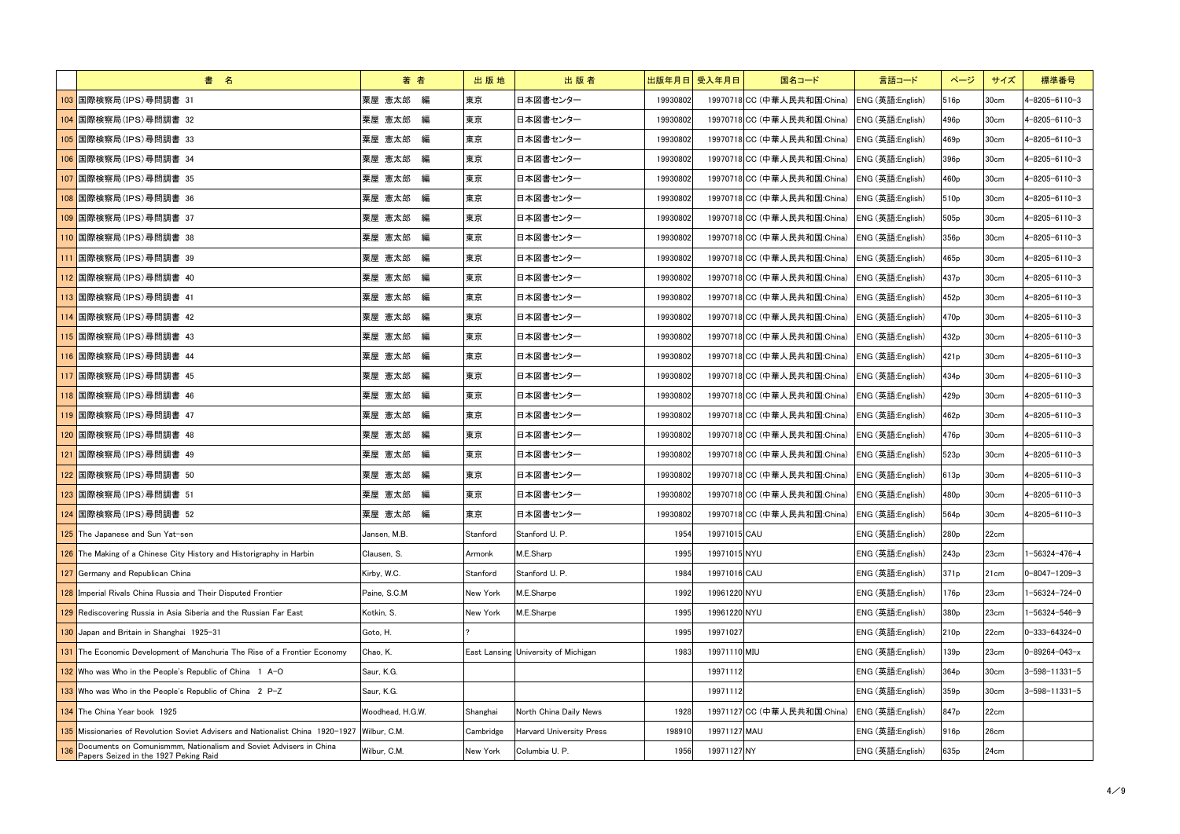| | 書　名 | 著 者 | 出 版 地 | 出 版 者 | 出版年月日 | 受入年月日 | 国名コード | 言語コード | ページ | サイズ | 標準番号 |
|---|---|---|---|---|---|---|---|---|---|---|---|
| 103 | 国際検察局(IPS)尋問調書 31 | 粟屋 憲太郎　編 | 東京 | 日本図書センター | 19930802 | 19970718 | CC (中華人民共和国:China) | ENG (英語:English) | 516p | 30cm | 4-8205-6110-3 |
| 104 | 国際検察局(IPS)尋問調書 32 | 粟屋 憲太郎　編 | 東京 | 日本図書センター | 19930802 | 19970718 | CC (中華人民共和国:China) | ENG (英語:English) | 496p | 30cm | 4-8205-6110-3 |
| 105 | 国際検察局(IPS)尋問調書 33 | 粟屋 憲太郎　編 | 東京 | 日本図書センター | 19930802 | 19970718 | CC (中華人民共和国:China) | ENG (英語:English) | 469p | 30cm | 4-8205-6110-3 |
| 106 | 国際検察局(IPS)尋問調書 34 | 粟屋 憲太郎　編 | 東京 | 日本図書センター | 19930802 | 19970718 | CC (中華人民共和国:China) | ENG (英語:English) | 396p | 30cm | 4-8205-6110-3 |
| 107 | 国際検察局(IPS)尋問調書 35 | 粟屋 憲太郎　編 | 東京 | 日本図書センター | 19930802 | 19970718 | CC (中華人民共和国:China) | ENG (英語:English) | 460p | 30cm | 4-8205-6110-3 |
| 108 | 国際検察局(IPS)尋問調書 36 | 粟屋 憲太郎　編 | 東京 | 日本図書センター | 19930802 | 19970718 | CC (中華人民共和国:China) | ENG (英語:English) | 510p | 30cm | 4-8205-6110-3 |
| 109 | 国際検察局(IPS)尋問調書 37 | 粟屋 憲太郎　編 | 東京 | 日本図書センター | 19930802 | 19970718 | CC (中華人民共和国:China) | ENG (英語:English) | 505p | 30cm | 4-8205-6110-3 |
| 110 | 国際検察局(IPS)尋問調書 38 | 粟屋 憲太郎　編 | 東京 | 日本図書センター | 19930802 | 19970718 | CC (中華人民共和国:China) | ENG (英語:English) | 356p | 30cm | 4-8205-6110-3 |
| 111 | 国際検察局(IPS)尋問調書 39 | 粟屋 憲太郎　編 | 東京 | 日本図書センター | 19930802 | 19970718 | CC (中華人民共和国:China) | ENG (英語:English) | 465p | 30cm | 4-8205-6110-3 |
| 112 | 国際検察局(IPS)尋問調書 40 | 粟屋 憲太郎　編 | 東京 | 日本図書センター | 19930802 | 19970718 | CC (中華人民共和国:China) | ENG (英語:English) | 437p | 30cm | 4-8205-6110-3 |
| 113 | 国際検察局(IPS)尋問調書 41 | 粟屋 憲太郎　編 | 東京 | 日本図書センター | 19930802 | 19970718 | CC (中華人民共和国:China) | ENG (英語:English) | 452p | 30cm | 4-8205-6110-3 |
| 114 | 国際検察局(IPS)尋問調書 42 | 粟屋 憲太郎　編 | 東京 | 日本図書センター | 19930802 | 19970718 | CC (中華人民共和国:China) | ENG (英語:English) | 470p | 30cm | 4-8205-6110-3 |
| 115 | 国際検察局(IPS)尋問調書 43 | 粟屋 憲太郎　編 | 東京 | 日本図書センター | 19930802 | 19970718 | CC (中華人民共和国:China) | ENG (英語:English) | 432p | 30cm | 4-8205-6110-3 |
| 116 | 国際検察局(IPS)尋問調書 44 | 粟屋 憲太郎　編 | 東京 | 日本図書センター | 19930802 | 19970718 | CC (中華人民共和国:China) | ENG (英語:English) | 421p | 30cm | 4-8205-6110-3 |
| 117 | 国際検察局(IPS)尋問調書 45 | 粟屋 憲太郎　編 | 東京 | 日本図書センター | 19930802 | 19970718 | CC (中華人民共和国:China) | ENG (英語:English) | 434p | 30cm | 4-8205-6110-3 |
| 118 | 国際検察局(IPS)尋問調書 46 | 粟屋 憲太郎　編 | 東京 | 日本図書センター | 19930802 | 19970718 | CC (中華人民共和国:China) | ENG (英語:English) | 429p | 30cm | 4-8205-6110-3 |
| 119 | 国際検察局(IPS)尋問調書 47 | 粟屋 憲太郎　編 | 東京 | 日本図書センター | 19930802 | 19970718 | CC (中華人民共和国:China) | ENG (英語:English) | 462p | 30cm | 4-8205-6110-3 |
| 120 | 国際検察局(IPS)尋問調書 48 | 粟屋 憲太郎　編 | 東京 | 日本図書センター | 19930802 | 19970718 | CC (中華人民共和国:China) | ENG (英語:English) | 476p | 30cm | 4-8205-6110-3 |
| 121 | 国際検察局(IPS)尋問調書 49 | 粟屋 憲太郎　編 | 東京 | 日本図書センター | 19930802 | 19970718 | CC (中華人民共和国:China) | ENG (英語:English) | 523p | 30cm | 4-8205-6110-3 |
| 122 | 国際検察局(IPS)尋問調書 50 | 粟屋 憲太郎　編 | 東京 | 日本図書センター | 19930802 | 19970718 | CC (中華人民共和国:China) | ENG (英語:English) | 613p | 30cm | 4-8205-6110-3 |
| 123 | 国際検察局(IPS)尋問調書 51 | 粟屋 憲太郎　編 | 東京 | 日本図書センター | 19930802 | 19970718 | CC (中華人民共和国:China) | ENG (英語:English) | 480p | 30cm | 4-8205-6110-3 |
| 124 | 国際検察局(IPS)尋問調書 52 | 粟屋 憲太郎　編 | 東京 | 日本図書センター | 19930802 | 19970718 | CC (中華人民共和国:China) | ENG (英語:English) | 564p | 30cm | 4-8205-6110-3 |
| 125 | The Japanese and Sun Yat-sen | Jansen, M.B. | Stanford | Stanford U. P. | 1954 | 19971015 | CAU | ENG (英語:English) | 280p | 22cm | |
| 126 | The Making of a Chinese City History and Historigraphy in Harbin | Clausen, S. | Armonk | M.E.Sharp | 1995 | 19971015 | NYU | ENG (英語:English) | 243p | 23cm | 1-56324-476-4 |
| 127 | Germany and Republican China | Kirby, W.C. | Stanford | Stanford U. P. | 1984 | 19971016 | CAU | ENG (英語:English) | 371p | 21cm | 0-8047-1209-3 |
| 128 | Imperial Rivals China Russia and Their Disputed Frontier | Paine, S.C.M | New York | M.E.Sharpe | 1992 | 19961220 | NYU | ENG (英語:English) | 176p | 23cm | 1-56324-724-0 |
| 129 | Rediscovering Russia in Asia Siberia and the Russian Far East | Kotkin, S. | New York | M.E.Sharpe | 1995 | 19961220 | NYU | ENG (英語:English) | 380p | 23cm | 1-56324-546-9 |
| 130 | Japan and Britain in Shanghai 1925-31 | Goto, H. | ? | | 1995 | 19971027 | | ENG (英語:English) | 210p | 22cm | 0-333-64324-0 |
| 131 | The Economic Development of Manchuria The Rise of a Frontier Economy | Chao, K. | East Lansing | University of Michigan | 1983 | 19971110 | MIU | ENG (英語:English) | 139p | 23cm | 0-89264-043-x |
| 132 | Who was Who in the People's Republic of China 1 A-O | Saur, K.G. | | | | 19971112 | | ENG (英語:English) | 364p | 30cm | 3-598-11331-5 |
| 133 | Who was Who in the People's Republic of China 2 P-Z | Saur, K.G. | | | | 19971112 | | ENG (英語:English) | 359p | 30cm | 3-598-11331-5 |
| 134 | The China Year book 1925 | Woodhead, H.G.W. | Shanghai | North China Daily News | 1928 | 19971127 | CC (中華人民共和国:China) | ENG (英語:English) | 847p | 22cm | |
| 135 | Missionaries of Revolution Soviet Advisers and Nationalist China 1920-1927 | Wilbur, C.M. | Cambridge | Harvard University Press | 198910 | 19971127 | MAU | ENG (英語:English) | 916p | 26cm | |
| 136 | Documents on Comunismmm, Nationalism and Soviet Advisers in China Papers Seized in the 1927 Peking Raid | Wilbur, C.M. | New York | Columbia U. P. | 1956 | 19971127 | NY | ENG (英語:English) | 635p | 24cm | |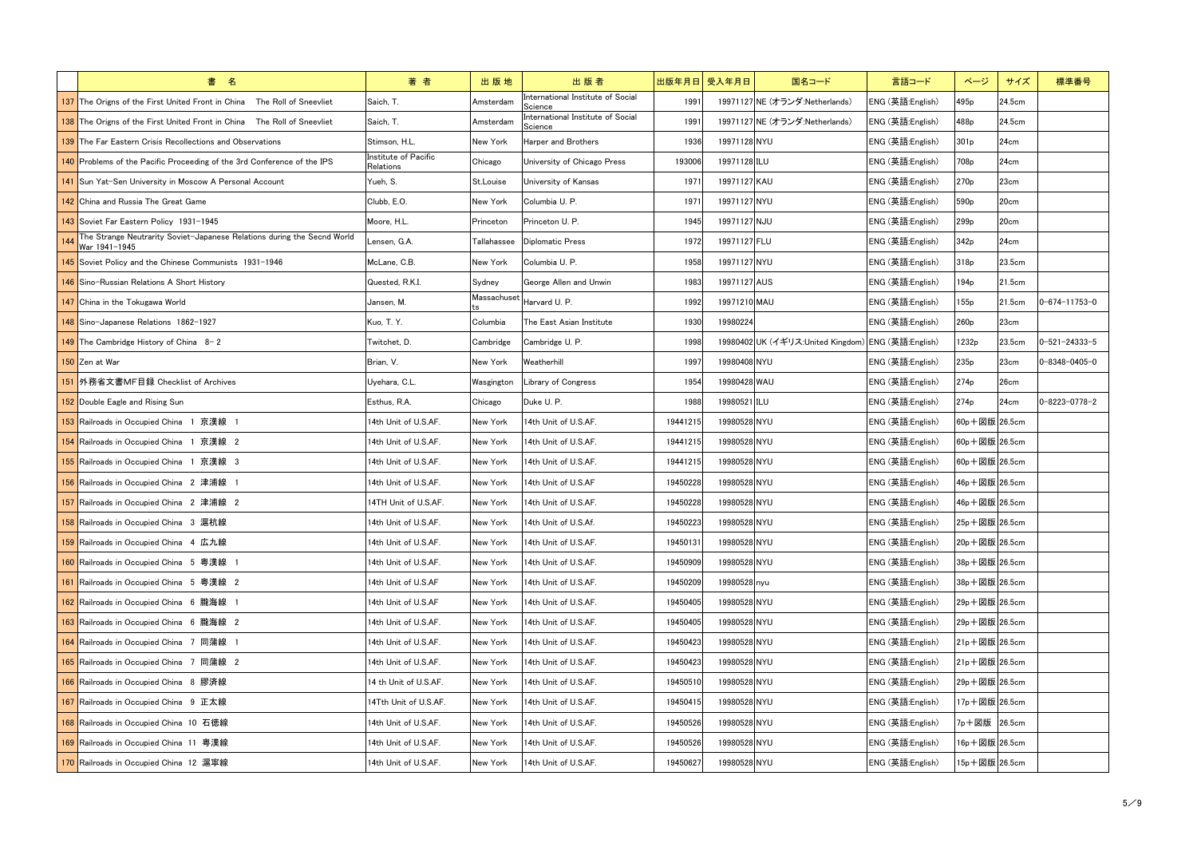| | 書　名 | 著 者 | 出 版 地 | 出 版 者 | 出版年月日 | 受入年月日 | 国名コード | 言語コード | ページ | サイズ | 標準番号 |
|---|---|---|---|---|---|---|---|---|---|---|---|
| 137 | The Origns of the First United Front in China　The Roll of Sneevliet | Saich, T. | Amsterdam | International Institute of Social Science | 1991 | 19971127 | NE (オランダ:Netherlands) | ENG (英語:English) | 495p | 24.5cm | |
| 138 | The Origns of the First United Front in China　The Roll of Sneevliet | Saich, T. | Amsterdam | International Institute of Social Science | 1991 | 19971127 | NE (オランダ:Netherlands) | ENG (英語:English) | 488p | 24.5cm | |
| 139 | The Far Eastern Crisis Recollections and Observations | Stimson, H.L. | New York | Harper and Brothers | 1936 | 19971128 | NYU | ENG (英語:English) | 301p | 24cm | |
| 140 | Problems of the Pacific Proceeding of the 3rd Conference of the IPS | Institute of Pacific Relations | Chicago | University of Chicago Press | 193006 | 19971128 | ILU | ENG (英語:English) | 708p | 24cm | |
| 141 | Sun Yat-Sen University in Moscow A Personal Account | Yueh, S. | St.Louise | University of Kansas | 1971 | 19971127 | KAU | ENG (英語:English) | 270p | 23cm | |
| 142 | China and Russia The Great Game | Clubb, E.O. | New York | Columbia U. P. | 1971 | 19971127 | NYU | ENG (英語:English) | 590p | 20cm | |
| 143 | Soviet Far Eastern Policy　1931-1945 | Moore, H.L. | Princeton | Princeton U. P. | 1945 | 19971127 | NJU | ENG (英語:English) | 299p | 20cm | |
| 144 | The Strange Neutrarity Soviet-Japanese Relations during the Secnd World War 1941-1945 | Lensen, G.A. | Tallahassee | Diplomatic Press | 1972 | 19971127 | FLU | ENG (英語:English) | 342p | 24cm | |
| 145 | Soviet Policy and the Chinese Communists　1931-1946 | McLane, C.B. | New York | Columbia U. P. | 1958 | 19971127 | NYU | ENG (英語:English) | 318p | 23.5cm | |
| 146 | Sino-Russian Relations A Short History | Quested, R.K.I. | Sydney | George Allen and Unwin | 1983 | 19971127 | AUS | ENG (英語:English) | 194p | 21.5cm | |
| 147 | China in the Tokugawa World | Jansen, M. | Massachusetts | Harvard U. P. | 1992 | 19971210 | MAU | ENG (英語:English) | 155p | 21.5cm | 0-674-11753-0 |
| 148 | Sino-Japanese Relations　1862-1927 | Kuo, T. Y. | Columbia | The East Asian Institute | 1930 | 19980224 | | ENG (英語:English) | 260p | 23cm | |
| 149 | The Cambridge History of China　8-2 | Twitchet, D. | Cambridge | Cambridge U. P. | 1998 | 19980402 | UK (イギリス:United Kingdom) | ENG (英語:English) | 1232p | 23.5cm | 0-521-24333-5 |
| 150 | Zen at War | Brian, V. | New York | Weatherhill | 1997 | 19980408 | NYU | ENG (英語:English) | 235p | 23cm | 0-8348-0405-0 |
| 151 | 外務省文書MF目録 Checklist of Archives | Uyehara, C.L. | Wasgington | Library of Congress | 1954 | 19980428 | WAU | ENG (英語:English) | 274p | 26cm | |
| 152 | Double Eagle and Rising Sun | Esthus, R.A. | Chicago | Duke U. P. | 1988 | 19980521 | ILU | ENG (英語:English) | 274p | 24cm | 0-8223-0778-2 |
| 153 | Railroads in Occupied China　1 京漢線　1 | 14th Unit of U.S.AF. | New York | 14th Unit of U.S.AF. | 19441215 | 19980528 | NYU | ENG (英語:English) | 60p＋図版 | 26.5cm | |
| 154 | Railroads in Occupied China　1 京漢線　2 | 14th Unit of U.S.AF. | New York | 14th Unit of U.S.AF. | 19441215 | 19980528 | NYU | ENG (英語:English) | 60p＋図版 | 26.5cm | |
| 155 | Railroads in Occupied China　1 京漢線　3 | 14th Unit of U.S.AF. | New York | 14th Unit of U.S.AF. | 19441215 | 19980528 | NYU | ENG (英語:English) | 60p＋図版 | 26.5cm | |
| 156 | Railroads in Occupied China　2 津浦線　1 | 14th Unit of U.S.AF. | New York | 14th Unit of U.S.AF | 19450228 | 19980528 | NYU | ENG (英語:English) | 46p＋図版 | 26.5cm | |
| 157 | Railroads in Occupied China　2 津浦線　2 | 14TH Unit of U.S.AF. | New York | 14th Unit of U.S.AF. | 19450228 | 19980528 | NYU | ENG (英語:English) | 46p＋図版 | 26.5cm | |
| 158 | Railroads in Occupied China　3 滬杭線 | 14th Unit of U.S.AF. | New York | 14th Unit of U.S.Af. | 19450223 | 19980528 | NYU | ENG (英語:English) | 25p＋図版 | 26.5cm | |
| 159 | Railroads in Occupied China　4 広九線 | 14th Unit of U.S.AF. | New York | 14th Unit of U.S.AF. | 19450131 | 19980528 | NYU | ENG (英語:English) | 20p＋図版 | 26.5cm | |
| 160 | Railroads in Occupied China　5 粤漢線　1 | 14th Unit of U.S.AF. | New York | 14th Unit of U.S.AF. | 19450909 | 19980528 | NYU | ENG (英語:English) | 38p＋図版 | 26.5cm | |
| 161 | Railroads in Occupied China　5 粤漢線　2 | 14th Unit of U.S.AF | New York | 14th Unit of U.S.AF. | 19450209 | 19980528 | nyu | ENG (英語:English) | 38p＋図版 | 26.5cm | |
| 162 | Railroads in Occupied China　6 隴海線　1 | 14th Unit of U.S.AF | New York | 14th Unit of U.S.AF. | 19450405 | 19980528 | NYU | ENG (英語:English) | 29p＋図版 | 26.5cm | |
| 163 | Railroads in Occupied China　6 隴海線　2 | 14th Unit of U.S.AF. | New York | 14th Unit of U.S.AF. | 19450405 | 19980528 | NYU | ENG (英語:English) | 29p＋図版 | 26.5cm | |
| 164 | Railroads in Occupied China　7 同蒲線　1 | 14th Unit of U.S.AF. | New York | 14th Unit of U.S.AF. | 19450423 | 19980528 | NYU | ENG (英語:English) | 21p＋図版 | 26.5cm | |
| 165 | Railroads in Occupied China　7 同蒲線　2 | 14th Unit of U.S.AF. | New York | 14th Unit of U.S.AF. | 19450423 | 19980528 | NYU | ENG (英語:English) | 21p＋図版 | 26.5cm | |
| 166 | Railroads in Occupied China　8 膠済線 | 14 th Unit of U.S.AF. | New York | 14th Unit of U.S.AF. | 19450510 | 19980528 | NYU | ENG (英語:English) | 29p＋図版 | 26.5cm | |
| 167 | Railroads in Occupied China　9 正太線 | 14Tth Unit of U.S.AF. | New York | 14th Unit of U.S.AF. | 19450415 | 19980528 | NYU | ENG (英語:English) | 17p＋図版 | 26.5cm | |
| 168 | Railroads in Occupied China　10 石徳線 | 14th Unit of U.S.AF. | New York | 14th Unit of U.S.AF. | 19450526 | 19980528 | NYU | ENG (英語:English) | 7p＋図版 | 26.5cm | |
| 169 | Railroads in Occupied China　11 粤漢線 | 14th Unit of U.S.AF. | New York | 14th Unit of U.S.AF. | 19450526 | 19980528 | NYU | ENG (英語:English) | 16p＋図版 | 26.5cm | |
| 170 | Railroads in Occupied China　12 滬寧線 | 14th Unit of U.S.AF. | New York | 14th Unit of U.S.AF. | 19450627 | 19980528 | NYU | ENG (英語:English) | 15p＋図版 | 26.5cm | |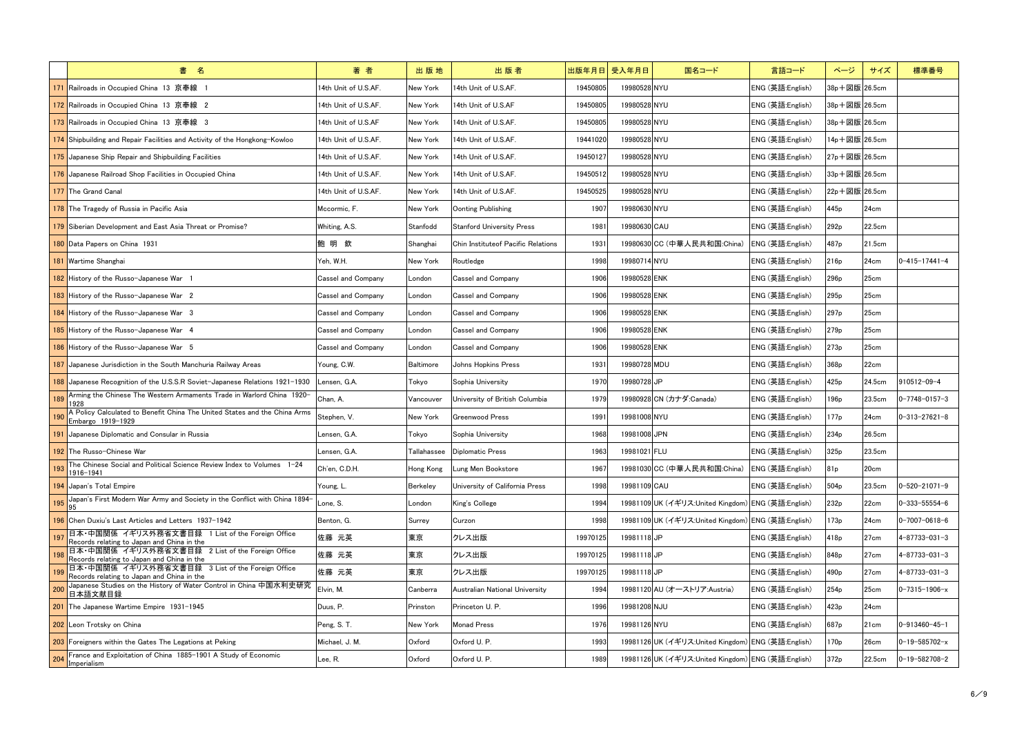| | 書　名 | 著 者 | 出 版 地 | 出 版 者 | 出版年月日 | 受入年月日 | 国名コード | 言語コード | ページ | サイズ | 標準番号 |
|---|---|---|---|---|---|---|---|---|---|---|---|
| 171 | Railroads in Occupied China 13 京奉線 1 | 14th Unit of U.S.AF. | New York | 14th Unit of U.S.AF. | 19450805 | 19980528 | NYU | ENG (英語:English) | 38p＋図版 | 26.5cm | |
| 172 | Railroads in Occupied China 13 京奉線 2 | 14th Unit of U.S.AF. | New York | 14th Unit of U.S.AF | 19450805 | 19980528 | NYU | ENG (英語:English) | 38p＋図版 | 26.5cm | |
| 173 | Railroads in Occupied China 13 京奉線 3 | 14th Unit of U.S.AF | New York | 14th Unit of U.S.AF. | 19450805 | 19980528 | NYU | ENG (英語:English) | 38p＋図版 | 26.5cm | |
| 174 | Shipbuilding and Repair Facilities and Activity of the Hongkong-Kowloo | 14th Unit of U.S.AF. | New York | 14th Unit of U.S.AF. | 19441020 | 19980528 | NYU | ENG (英語:English) | 14p＋図版 | 26.5cm | |
| 175 | Japanese Ship Repair and Shipbuilding Facilities | 14th Unit of U.S.AF. | New York | 14th Unit of U.S.AF. | 19450127 | 19980528 | NYU | ENG (英語:English) | 27p＋図版 | 26.5cm | |
| 176 | Japanese Railroad Shop Facilities in Occupied China | 14th Unit of U.S.AF. | New York | 14th Unit of U.S.AF. | 19450512 | 19980528 | NYU | ENG (英語:English) | 33p＋図版 | 26.5cm | |
| 177 | The Grand Canal | 14th Unit of U.S.AF. | New York | 14th Unit of U.S.AF. | 19450525 | 19980528 | NYU | ENG (英語:English) | 22p＋図版 | 26.5cm | |
| 178 | The Tragedy of Russia in Pacific Asia | Mccormic, F. | New York | Oonting Publishing | 1907 | 19980630 | NYU | ENG (英語:English) | 445p | 24cm | |
| 179 | Siberian Development and East Asia Threat or Promise? | Whiting, A.S. | Stanfodd | Stanford University Press | 1981 | 19980630 | CAU | ENG (英語:English) | 292p | 22.5cm | |
| 180 | Data Papers on China 1931 | 鮑 明 欽 | Shanghai | Chin Instituteof Pacific Relations | 1931 | 19980630 | CC (中華人民共和国:China) | ENG (英語:English) | 487p | 21.5cm | |
| 181 | Wartime Shanghai | Yeh, W.H. | New York | Routledge | 1998 | 19980714 | NYU | ENG (英語:English) | 216p | 24cm | 0-415-17441-4 |
| 182 | History of the Russo-Japanese War 1 | Cassel and Company | London | Cassel and Company | 1906 | 19980528 | ENK | ENG (英語:English) | 296p | 25cm | |
| 183 | History of the Russo-Japanese War 2 | Cassel and Company | London | Cassel and Company | 1906 | 19980528 | ENK | ENG (英語:English) | 295p | 25cm | |
| 184 | History of the Russo-Japanese War 3 | Cassel and Company | London | Cassel and Company | 1906 | 19980528 | ENK | ENG (英語:English) | 297p | 25cm | |
| 185 | History of the Russo-Japanese War 4 | Cassel and Company | London | Cassel and Company | 1906 | 19980528 | ENK | ENG (英語:English) | 279p | 25cm | |
| 186 | History of the Russo-Japanese War 5 | Cassel and Company | London | Cassel and Company | 1906 | 19980528 | ENK | ENG (英語:English) | 273p | 25cm | |
| 187 | Japanese Jurisdiction in the South Manchuria Railway Areas | Young, C.W. | Baltimore | Johns Hopkins Press | 1931 | 19980728 | MDU | ENG (英語:English) | 368p | 22cm | |
| 188 | Japanese Recognition of the U.S.S.R Soviet-Japanese Relations 1921-1930 | Lensen, G.A. | Tokyo | Sophia University | 1970 | 19980728 | JP | ENG (英語:English) | 425p | 24.5cm | 910512-09-4 |
| 189 | Arming the Chinese The Western Armaments Trade in Warlord China 1920-1928 | Chan, A. | Vancouver | University of British Columbia | 1979 | 19980928 | CN (カナダ:Canada) | ENG (英語:English) | 196p | 23.5cm | 0-7748-0157-3 |
| 190 | A Policy Calculated to Benefit China The United States and the China Arms Embargo 1919-1929 | Stephen, V. | New York | Greenwood Press | 1991 | 19981008 | NYU | ENG (英語:English) | 177p | 24cm | 0-313-27621-8 |
| 191 | Japanese Diplomatic and Consular in Russia | Lensen, G.A. | Tokyo | Sophia University | 1968 | 19981008 | JPN | ENG (英語:English) | 234p | 26.5cm | |
| 192 | The Russo-Chinese War | Lensen, G.A. | Tallahassee | Diplomatic Press | 1963 | 19981021 | FLU | ENG (英語:English) | 325p | 23.5cm | |
| 193 | The Chinese Social and Political Science Review Index to Volumes 1-24 1916-1941 | Ch'en, C.D.H. | Hong Kong | Lung Men Bookstore | 1967 | 19981030 | CC (中華人民共和国:China) | ENG (英語:English) | 81p | 20cm | |
| 194 | Japan's Total Empire | Young, L. | Berkeley | University of California Press | 1998 | 19981109 | CAU | ENG (英語:English) | 504p | 23.5cm | 0-520-21071-9 |
| 195 | Japan's First Modern War Army and Society in the Conflict with China 1894-95 | Lone, S. | London | King's College | 1994 | 19981109 | UK (イギリス:United Kingdom) | ENG (英語:English) | 232p | 22cm | 0-333-55554-6 |
| 196 | Chen Duxiu's Last Articles and Letters 1937-1942 | Benton, G. | Surrey | Curzon | 1998 | 19981109 | UK (イギリス:United Kingdom) | ENG (英語:English) | 173p | 24cm | 0-7007-0618-6 |
| 197 | 日本・中国関係 イギリス外務省文書目録 1 List of the Foreign Office Records relating to Japan and China in the | 佐藤 元英 | 東京 | クレス出版 | 19970125 | 19981118 | JP | ENG (英語:English) | 418p | 27cm | 4-87733-031-3 |
| 198 | 日本・中国関係 イギリス外務省文書目録 2 List of the Foreign Office Records relating to Japan and China in the | 佐藤 元英 | 東京 | クレス出版 | 19970125 | 19981118 | JP | ENG (英語:English) | 848p | 27cm | 4-87733-031-3 |
| 199 | 日本・中国関係 イギリス外務省文書目録 3 List of the Foreign Office Records relating to Japan and China in the | 佐藤 元英 | 東京 | クレス出版 | 19970125 | 19981118 | JP | ENG (英語:English) | 490p | 27cm | 4-87733-031-3 |
| 200 | Japanese Studies on the History of Water Control in China 中国水利史研究日本語文献目録 | Elvin, M. | Canberra | Australian National University | 1994 | 19981120 | AU (オーストリア:Austria) | ENG (英語:English) | 254p | 25cm | 0-7315-1906-x |
| 201 | The Japanese Wartime Empire 1931-1945 | Duus, P. | Prinston | Princeton U. P. | 1996 | 19981208 | NJU | ENG (英語:English) | 423p | 24cm | |
| 202 | Leon Trotsky on China | Peng, S. T. | New York | Monad Press | 1976 | 19981126 | NYU | ENG (英語:English) | 687p | 21cm | 0-913460-45-1 |
| 203 | Foreigners within the Gates The Legations at Peking | Michael, J. M. | Oxford | Oxford U. P. | 1993 | 19981126 | UK (イギリス:United Kingdom) | ENG (英語:English) | 170p | 26cm | 0-19-585702-x |
| 204 | France and Exploitation of China 1885-1901 A Study of Economic Imperialism | Lee, R. | Oxford | Oxford U. P. | 1989 | 19981126 | UK (イギリス:United Kingdom) | ENG (英語:English) | 372p | 22.5cm | 0-19-582708-2 |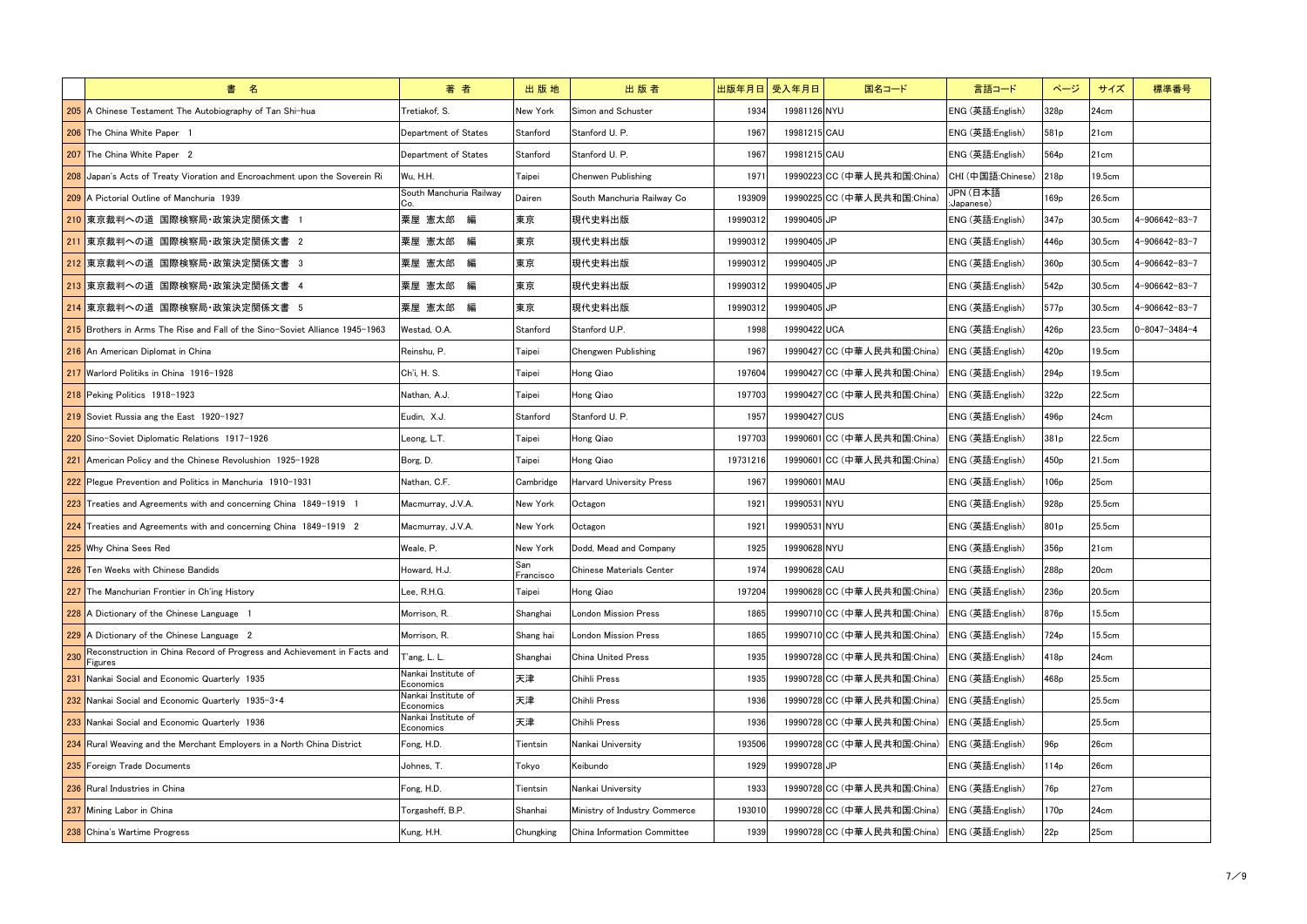| | 書　名 | 著 者 | 出 版 地 | 出 版 者 | 出版年月日 | 受入年月日 | 国名コード | 言語コード | ページ | サイズ | 標準番号 |
|---|---|---|---|---|---|---|---|---|---|---|---|
| 205 | A Chinese Testament The Autobiography of Tan Shi-hua | Tretiakof, S. | New York | Simon and Schuster | 1934 | 19981126 | NYU | ENG (英語:English) | 328p | 24cm | |
| 206 | The China White Paper 1 | Department of States | Stanford | Stanford U. P. | 1967 | 19981215 | CAU | ENG (英語:English) | 581p | 21cm | |
| 207 | The China White Paper 2 | Department of States | Stanford | Stanford U. P. | 1967 | 19981215 | CAU | ENG (英語:English) | 564p | 21cm | |
| 208 | Japan's Acts of Treaty Vioration and Encroachment upon the Soverein Ri | Wu, H.H. | Taipei | Chenwen Publishing | 1971 | 19990223 | CC (中華人民共和国:China) | CHI (中国語:Chinese) | 218p | 19.5cm | |
| 209 | A Pictorial Outline of Manchuria 1939 | South Manchuria Railway Co. | Dairen | South Manchuria Railway Co | 193909 | 19990225 | CC (中華人民共和国:China) | JPN (日本語:Japanese) | 169p | 26.5cm | |
| 210 | 東京裁判への道 国際検察局・政策決定関係文書 1 | 粟屋 憲太郎 編 | 東京 | 現代史料出版 | 19990312 | 19990405 | JP | ENG (英語:English) | 347p | 30.5cm | 4-906642-83-7 |
| 211 | 東京裁判への道 国際検察局・政策決定関係文書 2 | 粟屋 憲太郎 編 | 東京 | 現代史料出版 | 19990312 | 19990405 | JP | ENG (英語:English) | 446p | 30.5cm | 4-906642-83-7 |
| 212 | 東京裁判への道 国際検察局・政策決定関係文書 3 | 粟屋 憲太郎 編 | 東京 | 現代史料出版 | 19990312 | 19990405 | JP | ENG (英語:English) | 360p | 30.5cm | 4-906642-83-7 |
| 213 | 東京裁判への道 国際検察局・政策決定関係文書 4 | 粟屋 憲太郎 編 | 東京 | 現代史料出版 | 19990312 | 19990405 | JP | ENG (英語:English) | 542p | 30.5cm | 4-906642-83-7 |
| 214 | 東京裁判への道 国際検察局・政策決定関係文書 5 | 粟屋 憲太郎 編 | 東京 | 現代史料出版 | 19990312 | 19990405 | JP | ENG (英語:English) | 577p | 30.5cm | 4-906642-83-7 |
| 215 | Brothers in Arms The Rise and Fall of the Sino-Soviet Alliance 1945-1963 | Westad, O.A. | Stanford | Stanford U.P. | 1998 | 19990422 | UCA | ENG (英語:English) | 426p | 23.5cm | 0-8047-3484-4 |
| 216 | An American Diplomat in China | Reinshu, P. | Taipei | Chengwen Publishing | 1967 | 19990427 | CC (中華人民共和国:China) | ENG (英語:English) | 420p | 19.5cm | |
| 217 | Warlord Politiks in China 1916-1928 | Ch'i, H. S. | Taipei | Hong Qiao | 197604 | 19990427 | CC (中華人民共和国:China) | ENG (英語:English) | 294p | 19.5cm | |
| 218 | Peking Politics 1918-1923 | Nathan, A.J. | Taipei | Hong Qiao | 197703 | 19990427 | CC (中華人民共和国:China) | ENG (英語:English) | 322p | 22.5cm | |
| 219 | Soviet Russia ang the East 1920-1927 | Eudin, X.J. | Stanford | Stanford U. P. | 1957 | 19990427 | CUS | ENG (英語:English) | 496p | 24cm | |
| 220 | Sino-Soviet Diplomatic Relations 1917-1926 | Leong, L.T. | Taipei | Hong Qiao | 197703 | 19990601 | CC (中華人民共和国:China) | ENG (英語:English) | 381p | 22.5cm | |
| 221 | American Policy and the Chinese Revolushion 1925-1928 | Borg, D. | Taipei | Hong Qiao | 19731216 | 19990601 | CC (中華人民共和国:China) | ENG (英語:English) | 450p | 21.5cm | |
| 222 | Plegue Prevention and Politics in Manchuria 1910-1931 | Nathan, C.F. | Cambridge | Harvard University Press | 1967 | 19990601 | MAU | ENG (英語:English) | 106p | 25cm | |
| 223 | Treaties and Agreements with and concerning China 1849-1919 1 | Macmurray, J.V.A. | New York | Octagon | 1921 | 19990531 | NYU | ENG (英語:English) | 928p | 25.5cm | |
| 224 | Treaties and Agreements with and concerning China 1849-1919 2 | Macmurray, J.V.A. | New York | Octagon | 1921 | 19990531 | NYU | ENG (英語:English) | 801p | 25.5cm | |
| 225 | Why China Sees Red | Weale, P. | New York | Dodd, Mead and Company | 1925 | 19990628 | NYU | ENG (英語:English) | 356p | 21cm | |
| 226 | Ten Weeks with Chinese Bandids | Howard, H.J. | San Francisco | Chinese Materials Center | 1974 | 19990628 | CAU | ENG (英語:English) | 288p | 20cm | |
| 227 | The Manchurian Frontier in Ch'ing History | Lee, R.H.G. | Taipei | Hong Qiao | 197204 | 19990628 | CC (中華人民共和国:China) | ENG (英語:English) | 236p | 20.5cm | |
| 228 | A Dictionary of the Chinese Language 1 | Morrison, R. | Shanghai | London Mission Press | 1865 | 19990710 | CC (中華人民共和国:China) | ENG (英語:English) | 876p | 15.5cm | |
| 229 | A Dictionary of the Chinese Language 2 | Morrison, R. | Shang hai | London Mission Press | 1865 | 19990710 | CC (中華人民共和国:China) | ENG (英語:English) | 724p | 15.5cm | |
| 230 | Reconstruction in China Record of Progress and Achievement in Facts and Figures | T'ang, L. L. | Shanghai | China United Press | 1935 | 19990728 | CC (中華人民共和国:China) | ENG (英語:English) | 418p | 24cm | |
| 231 | Nankai Social and Economic Quarterly 1935 | Nankai Institute of Economics | 天津 | Chihli Press | 1935 | 19990728 | CC (中華人民共和国:China) | ENG (英語:English) | 468p | 25.5cm | |
| 232 | Nankai Social and Economic Quarterly 1935-3・4 | Nankai Institute of Economics | 天津 | Chihli Press | 1936 | 19990728 | CC (中華人民共和国:China) | ENG (英語:English) | | 25.5cm | |
| 233 | Nankai Social and Economic Quarterly 1936 | Nankai Institute of Economics | 天津 | Chihli Press | 1936 | 19990728 | CC (中華人民共和国:China) | ENG (英語:English) | | 25.5cm | |
| 234 | Rural Weaving and the Merchant Employers in a North China District | Fong, H.D. | Tientsin | Nankai University | 193506 | 19990728 | CC (中華人民共和国:China) | ENG (英語:English) | 96p | 26cm | |
| 235 | Foreign Trade Documents | Johnes, T. | Tokyo | Keibundo | 1929 | 19990728 | JP | ENG (英語:English) | 114p | 26cm | |
| 236 | Rural Industries in China | Fong, H.D. | Tientsin | Nankai University | 1933 | 19990728 | CC (中華人民共和国:China) | ENG (英語:English) | 76p | 27cm | |
| 237 | Mining Labor in China | Torgasheff, B.P. | Shanhai | Ministry of Industry Commerce | 193010 | 19990728 | CC (中華人民共和国:China) | ENG (英語:English) | 170p | 24cm | |
| 238 | China's Wartime Progress | Kung, H.H. | Chungking | China Information Committee | 1939 | 19990728 | CC (中華人民共和国:China) | ENG (英語:English) | 22p | 25cm | |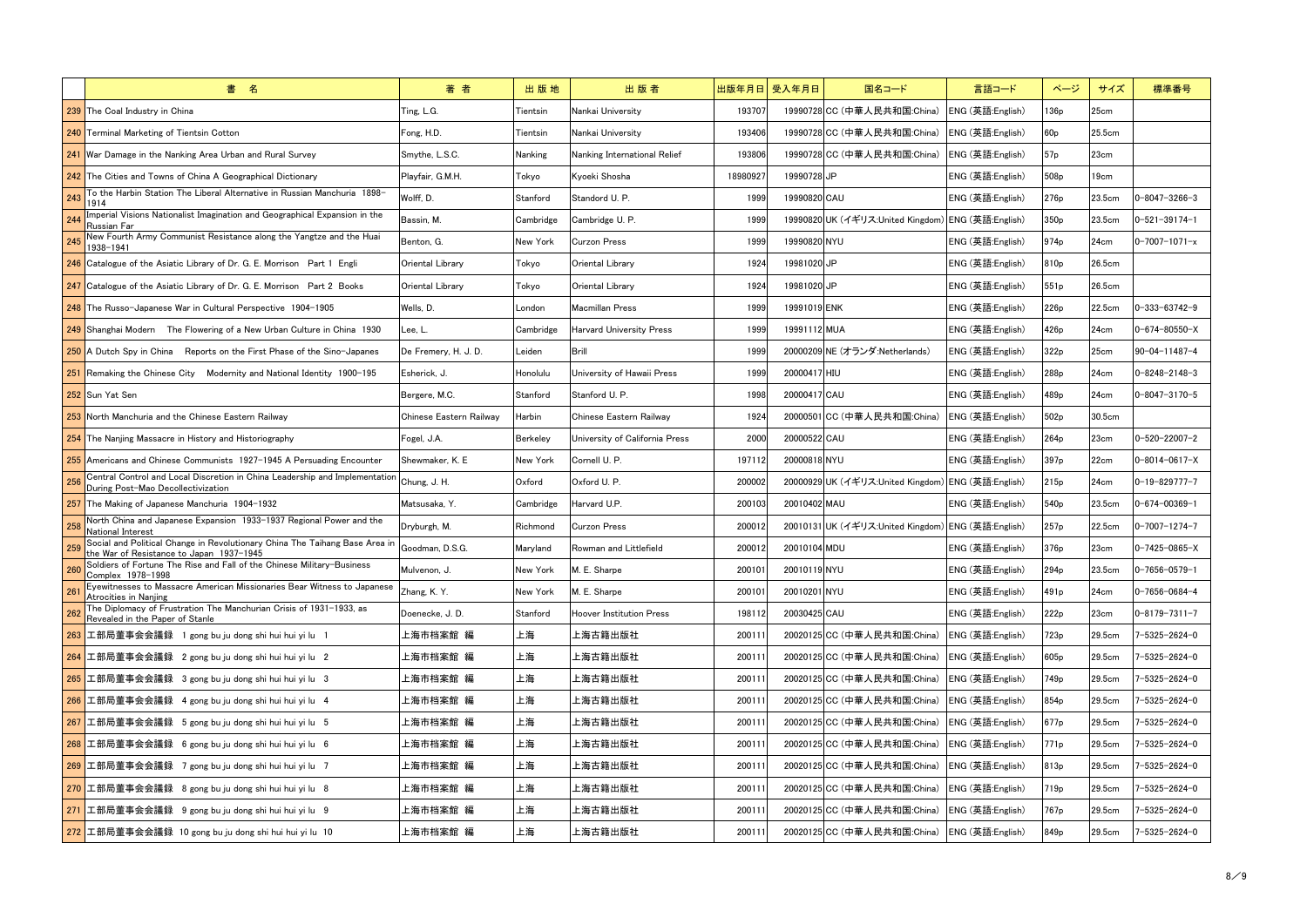|  | 書　名 | 著 者 | 出 版 地 | 出 版 者 | 出版年月日 | 受入年月日 | 国名コード | 言語コード | ページ | サイズ | 標準番号 |
|---|---|---|---|---|---|---|---|---|---|---|---|
| 239 | The Coal Industry in China | Ting, L.G. | Tientsin | Nankai University | 193707 | 19990728 | CC (中華人民共和国:China) | ENG (英語:English) | 136p | 25cm |  |
| 240 | Terminal Marketing of Tientsin Cotton | Fong, H.D. | Tientsin | Nankai University | 193406 | 19990728 | CC (中華人民共和国:China) | ENG (英語:English) | 60p | 25.5cm |  |
| 241 | War Damage in the Nanking Area Urban and Rural Survey | Smythe, L.S.C. | Nanking | Nanking International Relief | 193806 | 19990728 | CC (中華人民共和国:China) | ENG (英語:English) | 57p | 23cm |  |
| 242 | The Cities and Towns of China A Geographical Dictionary | Playfair, G.M.H. | Tokyo | Kyoeki Shosha | 18980927 | 19990728 | JP | ENG (英語:English) | 508p | 19cm |  |
| 243 | To the Harbin Station The Liberal Alternative in Russian Manchuria 1898-1914 | Wolff, D. | Stanford | Standord U. P. | 1999 | 19990820 | CAU | ENG (英語:English) | 276p | 23.5cm | 0-8047-3266-3 |
| 244 | Imperial Visions Nationalist Imagination and Geographical Expansion in the Russian Far | Bassin, M. | Cambridge | Cambridge U. P. | 1999 | 19990820 | UK (イギリス:United Kingdom) | ENG (英語:English) | 350p | 23.5cm | 0-521-39174-1 |
| 245 | New Fourth Army Communist Resistance along the Yangtze and the Huai 1938-1941 | Benton, G. | New York | Curzon Press | 1999 | 19990820 | NYU | ENG (英語:English) | 974p | 24cm | 0-7007-1071-x |
| 246 | Catalogue of the Asiatic Library of Dr. G. E. Morrison　Part 1 Engli | Oriental Library | Tokyo | Oriental Library | 1924 | 19981020 | JP | ENG (英語:English) | 810p | 26.5cm |  |
| 247 | Catalogue of the Asiatic Library of Dr. G. E. Morrison　Part 2 Books | Oriental Library | Tokyo | Oriental Library | 1924 | 19981020 | JP | ENG (英語:English) | 551p | 26.5cm |  |
| 248 | The Russo-Japanese War in Cultural Perspective 1904-1905 | Wells, D. | London | Macmillan Press | 1999 | 19991019 | ENK | ENG (英語:English) | 226p | 22.5cm | 0-333-63742-9 |
| 249 | Shanghai Modern　The Flowering of a New Urban Culture in China 1930 | Lee, L. | Cambridge | Harvard University Press | 1999 | 19991112 | MUA | ENG (英語:English) | 426p | 24cm | 0-674-80550-X |
| 250 | A Dutch Spy in China　Reports on the First Phase of the Sino-Japanes | De Fremery, H. J. D. | Leiden | Brill | 1999 | 20000209 | NE (オランダ:Netherlands) | ENG (英語:English) | 322p | 25cm | 90-04-11487-4 |
| 251 | Remaking the Chinese City　Modernity and National Identity 1900-195 | Esherick, J. | Honolulu | University of Hawaii Press | 1999 | 20000417 | HIU | ENG (英語:English) | 288p | 24cm | 0-8248-2148-3 |
| 252 | Sun Yat Sen | Bergere, M.C. | Stanford | Stanford U. P. | 1998 | 20000417 | CAU | ENG (英語:English) | 489p | 24cm | 0-8047-3170-5 |
| 253 | North Manchuria and the Chinese Eastern Railway | Chinese Eastern Railway | Harbin | Chinese Eastern Railway | 1924 | 20000501 | CC (中華人民共和国:China) | ENG (英語:English) | 502p | 30.5cm |  |
| 254 | The Nanjing Massacre in History and Historiography | Fogel, J.A. | Berkeley | University of California Press | 2000 | 20000522 | CAU | ENG (英語:English) | 264p | 23cm | 0-520-22007-2 |
| 255 | Americans and Chinese Communists 1927-1945 A Persuading Encounter | Shewmaker, K. E | New York | Cornell U. P. | 197112 | 20000818 | NYU | ENG (英語:English) | 397p | 22cm | 0-8014-0617-X |
| 256 | Central Control and Local Discretion in China Leadership and Implementation During Post-Mao Decollectivization | Chung, J. H. | Oxford | Oxford U. P. | 200002 | 20000929 | UK (イギリス:United Kingdom) | ENG (英語:English) | 215p | 24cm | 0-19-829777-7 |
| 257 | The Making of Japanese Manchuria 1904-1932 | Matsusaka, Y. | Cambridge | Harvard U.P. | 200103 | 20010402 | MAU | ENG (英語:English) | 540p | 23.5cm | 0-674-00369-1 |
| 258 | North China and Japanese Expansion 1933-1937 Regional Power and the National Interest | Dryburgh, M. | Richmond | Curzon Press | 200012 | 20010131 | UK (イギリス:United Kingdom) | ENG (英語:English) | 257p | 22.5cm | 0-7007-1274-7 |
| 259 | Social and Political Change in Revolutionary China The Taihang Base Area in the War of Resistance to Japan 1937-1945 | Goodman, D.S.G. | Maryland | Rowman and Littlefield | 200012 | 20010104 | MDU | ENG (英語:English) | 376p | 23cm | 0-7425-0865-X |
| 260 | Soldiers of Fortune The Rise and Fall of the Chinese Military-Business Complex 1978-1998 | Mulvenon, J. | New York | M. E. Sharpe | 200101 | 20010119 | NYU | ENG (英語:English) | 294p | 23.5cm | 0-7656-0579-1 |
| 261 | Eyewitnesses to Massacre American Missionaries Bear Witness to Japanese Atrocities in Nanjing | Zhang, K. Y. | New York | M. E. Sharpe | 200101 | 20010201 | NYU | ENG (英語:English) | 491p | 24cm | 0-7656-0684-4 |
| 262 | The Diplomacy of Frustration The Manchurian Crisis of 1931-1933, as Revealed in the Paper of Stanle | Doenecke, J. D. | Stanford | Hoover Institution Press | 198112 | 20030425 | CAU | ENG (英語:English) | 222p | 23cm | 0-8179-7311-7 |
| 263 | 工部局董事会会議録　1 gong bu ju dong shi hui hui yi lu　1 | 上海市档案館 編 | 上海 | 上海古籍出版社 | 200111 | 20020125 | CC (中華人民共和国:China) | ENG (英語:English) | 723p | 29.5cm | 7-5325-2624-0 |
| 264 | 工部局董事会会議録　2 gong bu ju dong shi hui hui yi lu　2 | 上海市档案館 編 | 上海 | 上海古籍出版社 | 200111 | 20020125 | CC (中華人民共和国:China) | ENG (英語:English) | 605p | 29.5cm | 7-5325-2624-0 |
| 265 | 工部局董事会会議録　3 gong bu ju dong shi hui hui yi lu　3 | 上海市档案館 編 | 上海 | 上海古籍出版社 | 200111 | 20020125 | CC (中華人民共和国:China) | ENG (英語:English) | 749p | 29.5cm | 7-5325-2624-0 |
| 266 | 工部局董事会会議録　4 gong bu ju dong shi hui hui yi lu　4 | 上海市档案館 編 | 上海 | 上海古籍出版社 | 200111 | 20020125 | CC (中華人民共和国:China) | ENG (英語:English) | 854p | 29.5cm | 7-5325-2624-0 |
| 267 | 工部局董事会会議録　5 gong bu ju dong shi hui hui yi lu　5 | 上海市档案館 編 | 上海 | 上海古籍出版社 | 200111 | 20020125 | CC (中華人民共和国:China) | ENG (英語:English) | 677p | 29.5cm | 7-5325-2624-0 |
| 268 | 工部局董事会会議録　6 gong bu ju dong shi hui hui yi lu　6 | 上海市档案館 編 | 上海 | 上海古籍出版社 | 200111 | 20020125 | CC (中華人民共和国:China) | ENG (英語:English) | 771p | 29.5cm | 7-5325-2624-0 |
| 269 | 工部局董事会会議録　7 gong bu ju dong shi hui hui yi lu　7 | 上海市档案館 編 | 上海 | 上海古籍出版社 | 200111 | 20020125 | CC (中華人民共和国:China) | ENG (英語:English) | 813p | 29.5cm | 7-5325-2624-0 |
| 270 | 工部局董事会会議録　8 gong bu ju dong shi hui hui yi lu　8 | 上海市档案館 編 | 上海 | 上海古籍出版社 | 200111 | 20020125 | CC (中華人民共和国:China) | ENG (英語:English) | 719p | 29.5cm | 7-5325-2624-0 |
| 271 | 工部局董事会会議録　9 gong bu ju dong shi hui hui yi lu　9 | 上海市档案館 編 | 上海 | 上海古籍出版社 | 200111 | 20020125 | CC (中華人民共和国:China) | ENG (英語:English) | 767p | 29.5cm | 7-5325-2624-0 |
| 272 | 工部局董事会会議録　10 gong bu ju dong shi hui hui yi lu　10 | 上海市档案館 編 | 上海 | 上海古籍出版社 | 200111 | 20020125 | CC (中華人民共和国:China) | ENG (英語:English) | 849p | 29.5cm | 7-5325-2624-0 |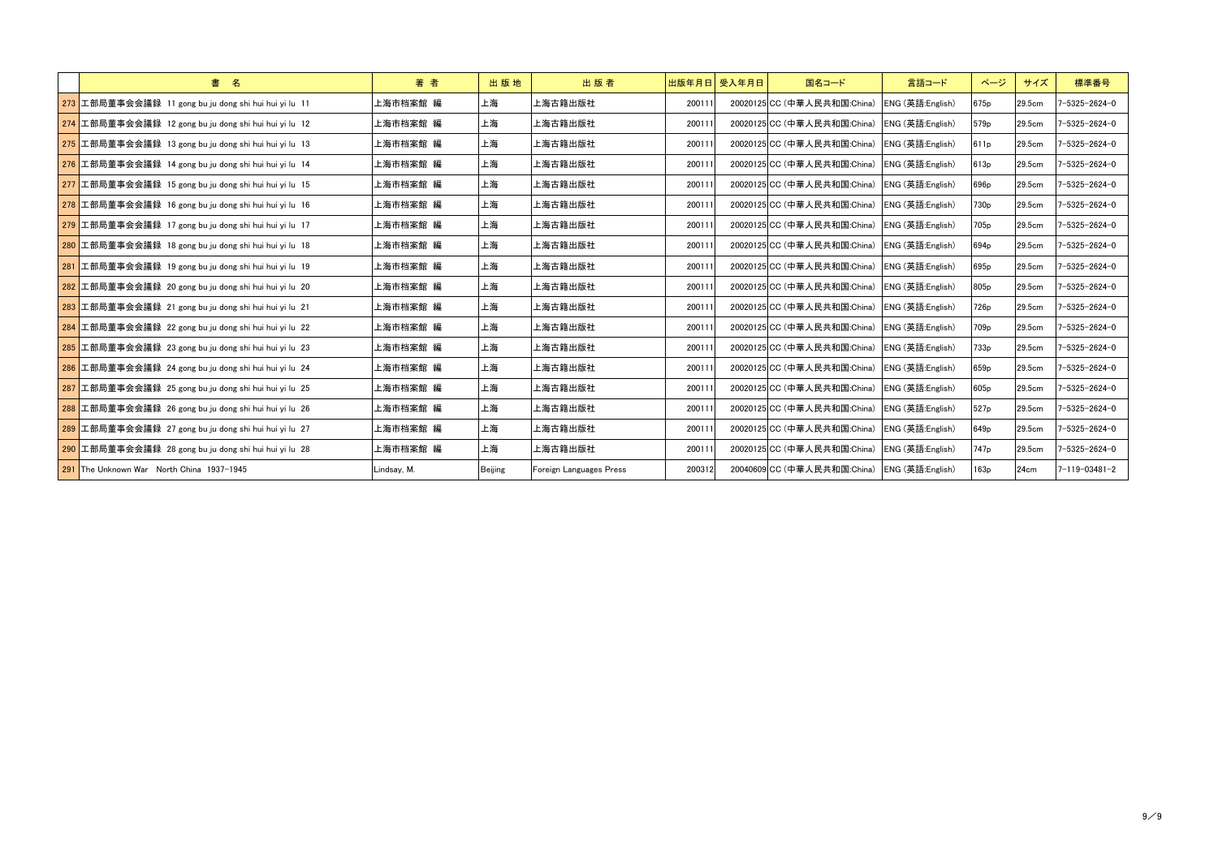| | 書　名 | 著 者 | 出 版 地 | 出 版 者 | 出版年月日 | 受入年月日 | 国名コード | 言語コード | ページ | サイズ | 標準番号 |
|---|---|---|---|---|---|---|---|---|---|---|---|
| 273 | 工部局董事会会議録　11 gong bu ju dong shi hui hui yi lu　11 | 上海市档案館 編 | 上海 | 上海古籍出版社 | 200111 | 20020125 | CC (中華人民共和国:China) | ENG (英語:English) | 675p | 29.5cm | 7-5325-2624-0 |
| 274 | 工部局董事会会議録　12 gong bu ju dong shi hui hui yi lu　12 | 上海市档案館 編 | 上海 | 上海古籍出版社 | 200111 | 20020125 | CC (中華人民共和国:China) | ENG (英語:English) | 579p | 29.5cm | 7-5325-2624-0 |
| 275 | 工部局董事会会議録　13 gong bu ju dong shi hui hui yi lu　13 | 上海市档案館 編 | 上海 | 上海古籍出版社 | 200111 | 20020125 | CC (中華人民共和国:China) | ENG (英語:English) | 611p | 29.5cm | 7-5325-2624-0 |
| 276 | 工部局董事会会議録　14 gong bu ju dong shi hui hui yi lu　14 | 上海市档案館 編 | 上海 | 上海古籍出版社 | 200111 | 20020125 | CC (中華人民共和国:China) | ENG (英語:English) | 613p | 29.5cm | 7-5325-2624-0 |
| 277 | 工部局董事会会議録　15 gong bu ju dong shi hui hui yi lu　15 | 上海市档案館 編 | 上海 | 上海古籍出版社 | 200111 | 20020125 | CC (中華人民共和国:China) | ENG (英語:English) | 696p | 29.5cm | 7-5325-2624-0 |
| 278 | 工部局董事会会議録　16 gong bu ju dong shi hui hui yi lu　16 | 上海市档案館 編 | 上海 | 上海古籍出版社 | 200111 | 20020125 | CC (中華人民共和国:China) | ENG (英語:English) | 730p | 29.5cm | 7-5325-2624-0 |
| 279 | 工部局董事会会議録　17 gong bu ju dong shi hui hui yi lu　17 | 上海市档案館 編 | 上海 | 上海古籍出版社 | 200111 | 20020125 | CC (中華人民共和国:China) | ENG (英語:English) | 705p | 29.5cm | 7-5325-2624-0 |
| 280 | 工部局董事会会議録　18 gong bu ju dong shi hui hui yi lu　18 | 上海市档案館 編 | 上海 | 上海古籍出版社 | 200111 | 20020125 | CC (中華人民共和国:China) | ENG (英語:English) | 694p | 29.5cm | 7-5325-2624-0 |
| 281 | 工部局董事会会議録　19 gong bu ju dong shi hui hui yi lu　19 | 上海市档案館 編 | 上海 | 上海古籍出版社 | 200111 | 20020125 | CC (中華人民共和国:China) | ENG (英語:English) | 695p | 29.5cm | 7-5325-2624-0 |
| 282 | 工部局董事会会議録　20 gong bu ju dong shi hui hui yi lu　20 | 上海市档案館 編 | 上海 | 上海古籍出版社 | 200111 | 20020125 | CC (中華人民共和国:China) | ENG (英語:English) | 805p | 29.5cm | 7-5325-2624-0 |
| 283 | 工部局董事会会議録　21 gong bu ju dong shi hui hui yi lu　21 | 上海市档案館 編 | 上海 | 上海古籍出版社 | 200111 | 20020125 | CC (中華人民共和国:China) | ENG (英語:English) | 726p | 29.5cm | 7-5325-2624-0 |
| 284 | 工部局董事会会議録　22 gong bu ju dong shi hui hui yi lu　22 | 上海市档案館 編 | 上海 | 上海古籍出版社 | 200111 | 20020125 | CC (中華人民共和国:China) | ENG (英語:English) | 709p | 29.5cm | 7-5325-2624-0 |
| 285 | 工部局董事会会議録　23 gong bu ju dong shi hui hui yi lu　23 | 上海市档案館 編 | 上海 | 上海古籍出版社 | 200111 | 20020125 | CC (中華人民共和国:China) | ENG (英語:English) | 733p | 29.5cm | 7-5325-2624-0 |
| 286 | 工部局董事会会議録　24 gong bu ju dong shi hui hui yi lu　24 | 上海市档案館 編 | 上海 | 上海古籍出版社 | 200111 | 20020125 | CC (中華人民共和国:China) | ENG (英語:English) | 659p | 29.5cm | 7-5325-2624-0 |
| 287 | 工部局董事会会議録　25 gong bu ju dong shi hui hui yi lu　25 | 上海市档案館 編 | 上海 | 上海古籍出版社 | 200111 | 20020125 | CC (中華人民共和国:China) | ENG (英語:English) | 605p | 29.5cm | 7-5325-2624-0 |
| 288 | 工部局董事会会議録　26 gong bu ju dong shi hui hui yi lu　26 | 上海市档案館 編 | 上海 | 上海古籍出版社 | 200111 | 20020125 | CC (中華人民共和国:China) | ENG (英語:English) | 527p | 29.5cm | 7-5325-2624-0 |
| 289 | 工部局董事会会議録　27 gong bu ju dong shi hui hui yi lu　27 | 上海市档案館 編 | 上海 | 上海古籍出版社 | 200111 | 20020125 | CC (中華人民共和国:China) | ENG (英語:English) | 649p | 29.5cm | 7-5325-2624-0 |
| 290 | 工部局董事会会議録　28 gong bu ju dong shi hui hui yi lu　28 | 上海市档案館 編 | 上海 | 上海古籍出版社 | 200111 | 20020125 | CC (中華人民共和国:China) | ENG (英語:English) | 747p | 29.5cm | 7-5325-2624-0 |
| 291 | The Unknown War　North China 1937-1945 | Lindsay, M. | Beijing | Foreign Languages Press | 200312 | 20040609 | CC (中華人民共和国:China) | ENG (英語:English) | 163p | 24cm | 7-119-03481-2 |